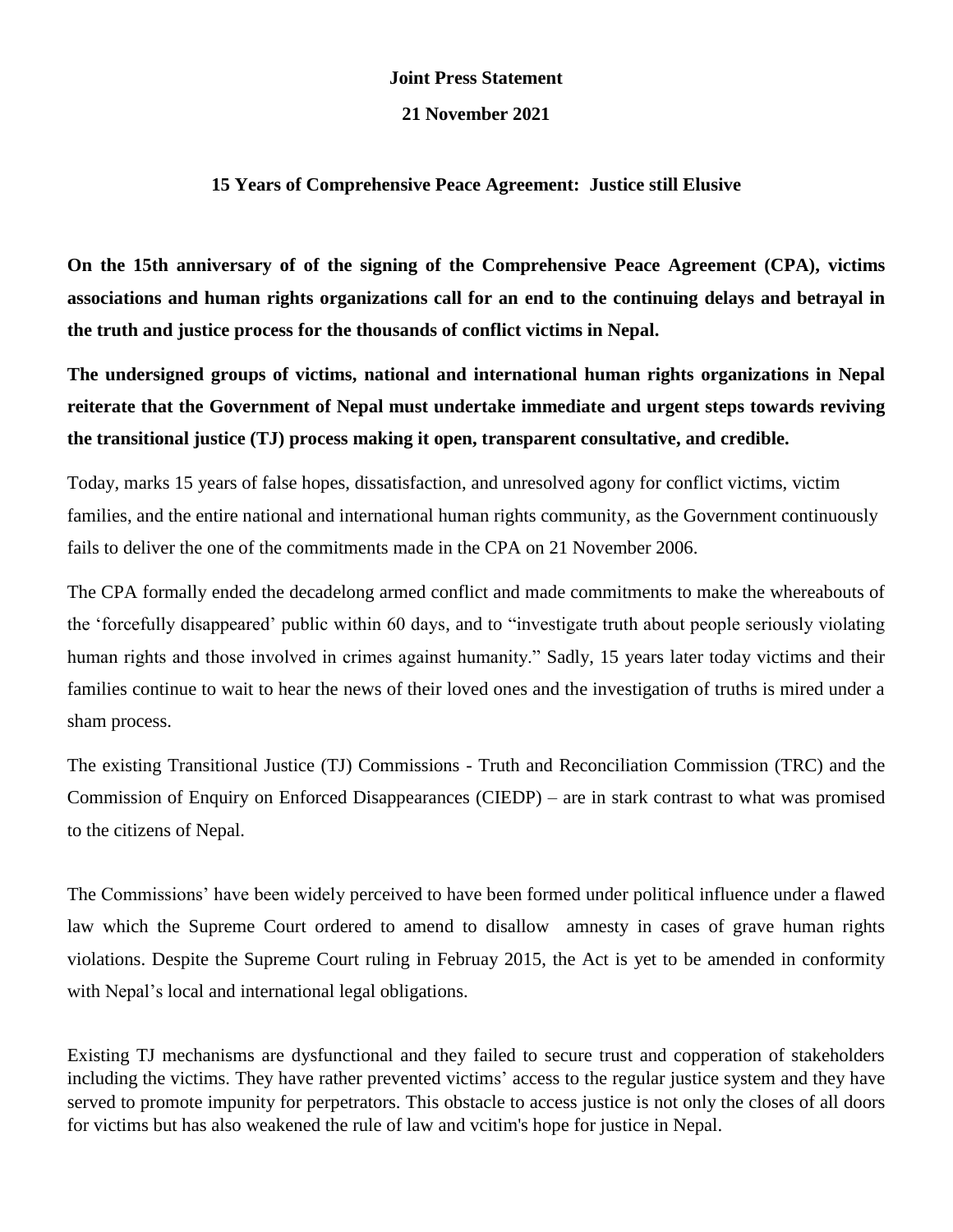**Joint Press Statement**

**21 November 2021**

## 15 Years of Comprehensive Peace Agreement: Justice still Elusive

**On the 15th anniversary of of the signing of the Comprehensive Peace Agreement (CPA), victims associations and human rights organizations call for an end to the continuing delays and betrayal in the truth and justice process for the thousands of conflict victims in Nepal.**

**The undersigned groups of victims, national and international human rights organizations in Nepal reiterate that the Government of Nepal must undertake immediate and urgent steps towards reviving the transitional justice (TJ) process making it open, transparent consultative, and credible.**

Today, marks 15 years of false hopes, dissatisfaction, and unresolved agony for conflict victims, victim families, and the entire national and international human rights community, as the Government continuously fails to deliver the one of the commitments made in the CPA on 21 November 2006.

The CPA formally ended the decadelong armed conflict and made commitments to make the whereabouts of the 'forcefully disappeared' public within 60 days, and to "investigate truth about people seriously violating human rights and those involved in crimes against humanity." Sadly, 15 years later today victims and their families continue to wait to hear the news of their loved ones and the investigation of truths is mired under a sham process.

The existing Transitional Justice (TJ) Commissions - Truth and Reconciliation Commission (TRC) and the Commission of Enquiry on Enforced Disappearances (CIEDP) – are in stark contrast to what was promised to the citizens of Nepal.

The Commissions' have been widely perceived to have been formed under political influence under a flawed law which the Supreme Court ordered to amend to disallow amnesty in cases of grave human rights violations. Despite the Supreme Court ruling in Februay 2015, the Act is yet to be amended in conformity with Nepal's local and international legal obligations.

Existing TJ mechanisms are dysfunctional and they failed to secure trust and copperation of stakeholders including the victims. They have rather prevented victims' access to the regular justice system and they have served to promote impunity for perpetrators. This obstacle to access justice is not only the closes of all doors for victims but has also weakened the rule of law and vcitim's hope for justice in Nepal.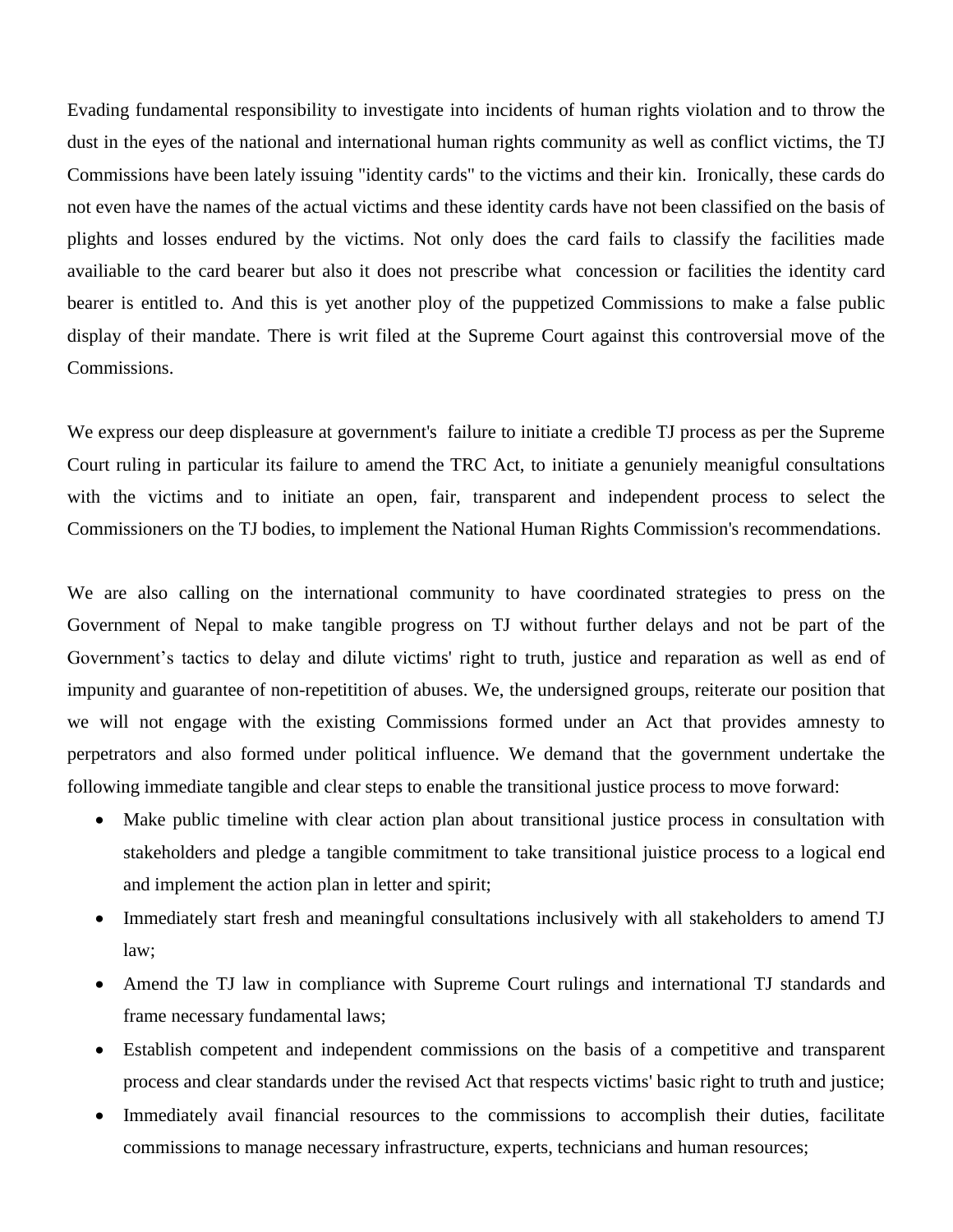Evading fundamental responsibility to investigate into incidents of human rights violation and to throw the dust in the eyes of the national and international human rights community as well as conflict victims, the TJ Commissions have been lately issuing "identity cards" to the victims and their kin. Ironically, these cards do not even have the names of the actual victims and these identity cards have not been classified on the basis of plights and losses endured by the victims. Not only does the card fails to classify the facilities made availiable to the card bearer but also it does not prescribe what concession or facilities the identity card bearer is entitled to. And this is yet another ploy of the puppetized Commissions to make a false public display of their mandate. There is writ filed at the Supreme Court against this controversial move of the Commissions.

We express our deep displeasure at government's failure to initiate a credible TJ process as per the Supreme Court ruling in particular its failure to amend the TRC Act, to initiate a genuniely meaingful consultations with the victims and to initiate an open, fair, transparent and independent process to select the Commissioners on the TJ bodies, to implement the National Human Rights Commission's recommendations.

We are also calling on the international community to have coordinated strategies to press on the Government of Nepal to make tangible progress on TJ without further delays and not be part of the Government's tactics to delay and dilute victims' right to truth, justice and reparation as well as end of impunity and guarantee of non-repetitition of abuses. We, the undersigned groups, reiterate our position that we will not engage with the existing Commissions formed under an Act that provides amnesty to perpetrators and also formed under political influence. We demand that the government undertake the following immediate tangible and clear steps to enable the transitional justice process to move forward:

- Make public timeline with clear action plan about transitional justice process in consultation with stakeholders and pledge a tangible commitment to take transitional juistice process to a logical end and implement the action plan in letter and spirit;
- Immediately start fresh and meaningful consultations inclusively with all stakeholders to amend TJ law;
- Amend the TJ law in compliance with Supreme Court rulings and international TJ standards and frame necessary fundamental laws;
- Establish competent and independent commissions on the basis of a competitive and transparent process and clear standards under the revised Act that respects victims' basic right to truth and justice;
- Immediately avail financial resources to the commissions to accomplish their duties, facilitate commissions to manage necessary infrastructure, experts, technicians and human resources;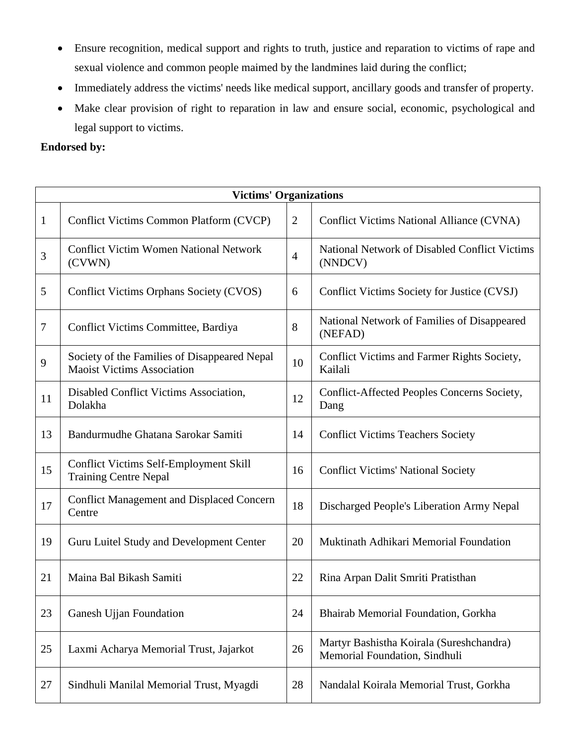- Ensure recognition, medical support and rights to truth, justice and reparation to victims of rape and sexual violence and common people maimed by the landmines laid during the conflict;
- Immediately address the victims' needs like medical support, ancillary goods and transfer of property.
- Make clear provision of right to reparation in law and ensure social, economic, psychological and legal support to victims.

**Endorsed by:**

| **Victims' Organizations** | | | |
|---|---|---|---|
| 1 | Conflict Victims Common Platform (CVCP) | 2 | Conflict Victims National Alliance (CVNA) |
| 3 | Conflict Victim Women National Network (CVWN) | 4 | National Network of Disabled Conflict Victims (NNDCV) |
| 5 | Conflict Victims Orphans Society (CVOS) | 6 | Conflict Victims Society for Justice (CVSJ) |
| 7 | Conflict Victims Committee, Bardiya | 8 | National Network of Families of Disappeared (NEFAD) |
| 9 | Society of the Families of Disappeared Nepal Maoist Victims Association | 10 | Conflict Victims and Farmer Rights Society, Kailali |
| 11 | Disabled Conflict Victims Association, Dolakha | 12 | Conflict-Affected Peoples Concerns Society, Dang |
| 13 | Bandurmudhe Ghatana Sarokar Samiti | 14 | Conflict Victims Teachers Society |
| 15 | Conflict Victims Self-Employment Skill Training Centre Nepal | 16 | Conflict Victims' National Society |
| 17 | Conflict Management and Displaced Concern Centre | 18 | Discharged People's Liberation Army Nepal |
| 19 | Guru Luitel Study and Development Center | 20 | Muktinath Adhikari Memorial Foundation |
| 21 | Maina Bal Bikash Samiti | 22 | Rina Arpan Dalit Smriti Pratisthan |
| 23 | Ganesh Ujjan Foundation | 24 | Bhairab Memorial Foundation, Gorkha |
| 25 | Laxmi Acharya Memorial Trust, Jajarkot | 26 | Martyr Bashistha Koirala (Sureshchandra) Memorial Foundation, Sindhuli |
| 27 | Sindhuli Manilal Memorial Trust, Myagdi | 28 | Nandalal Koirala Memorial Trust, Gorkha |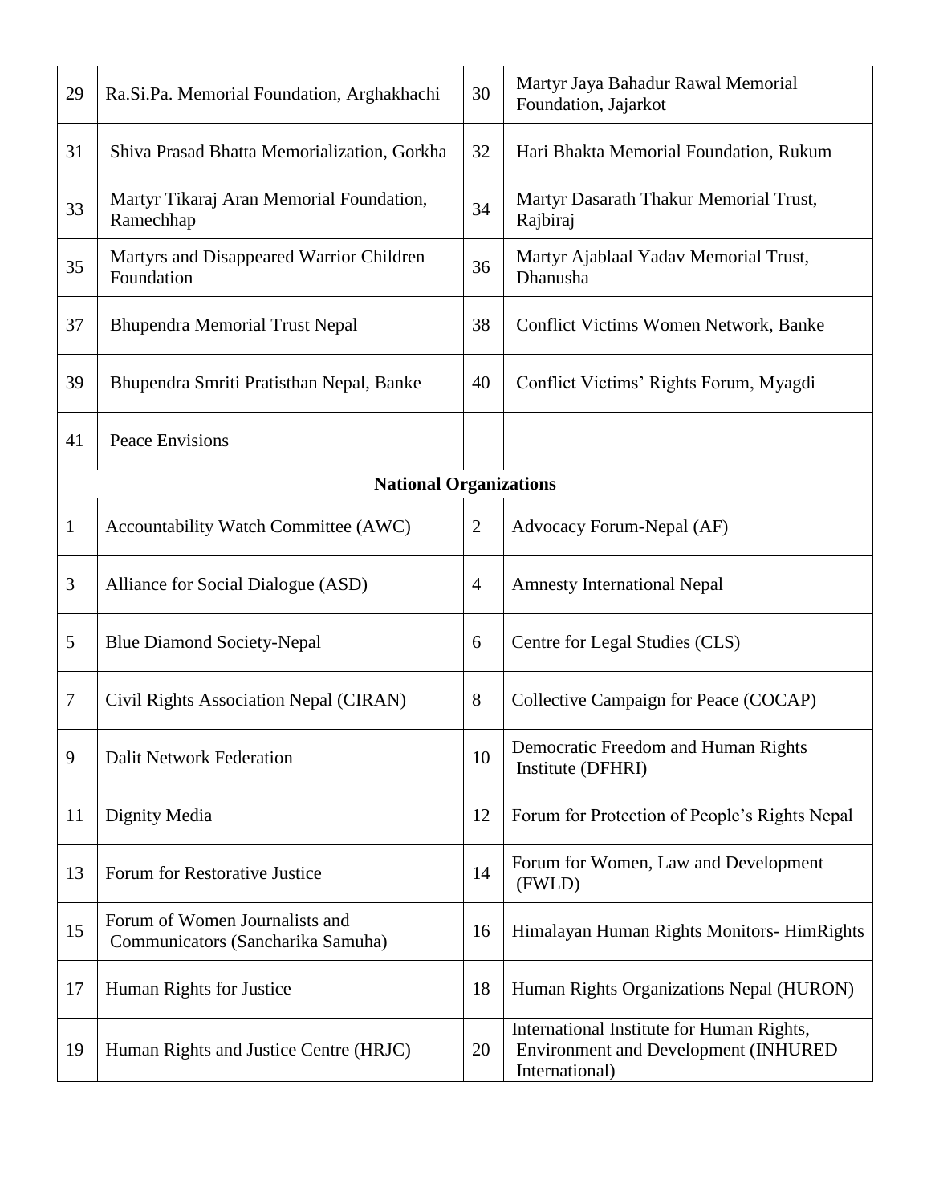| | | | |
|---|---|---|---|
| 29 | Ra.Si.Pa. Memorial Foundation, Arghakhachi | 30 | Martyr Jaya Bahadur Rawal Memorial Foundation, Jajarkot |
| 31 | Shiva Prasad Bhatta Memorialization, Gorkha | 32 | Hari Bhakta Memorial Foundation, Rukum |
| 33 | Martyr Tikaraj Aran Memorial Foundation, Ramechhap | 34 | Martyr Dasarath Thakur Memorial Trust, Rajbiraj |
| 35 | Martyrs and Disappeared Warrior Children Foundation | 36 | Martyr Ajablaal Yadav Memorial Trust, Dhanusha |
| 37 | Bhupendra Memorial Trust Nepal | 38 | Conflict Victims Women Network, Banke |
| 39 | Bhupendra Smriti Pratisthan Nepal, Banke | 40 | Conflict Victims' Rights Forum, Myagdi |
| 41 | Peace Envisions | | |
| **National Organizations** | | | |
| 1 | Accountability Watch Committee (AWC) | 2 | Advocacy Forum-Nepal (AF) |
| 3 | Alliance for Social Dialogue (ASD) | 4 | Amnesty International Nepal |
| 5 | Blue Diamond Society-Nepal | 6 | Centre for Legal Studies (CLS) |
| 7 | Civil Rights Association Nepal (CIRAN) | 8 | Collective Campaign for Peace (COCAP) |
| 9 | Dalit Network Federation | 10 | Democratic Freedom and Human Rights Institute (DFHRI) |
| 11 | Dignity Media | 12 | Forum for Protection of People's Rights Nepal |
| 13 | Forum for Restorative Justice | 14 | Forum for Women, Law and Development (FWLD) |
| 15 | Forum of Women Journalists and Communicators (Sancharika Samuha) | 16 | Himalayan Human Rights Monitors- HimRights |
| 17 | Human Rights for Justice | 18 | Human Rights Organizations Nepal (HURON) |
| 19 | Human Rights and Justice Centre (HRJC) | 20 | International Institute for Human Rights, Environment and Development (INHURED International) |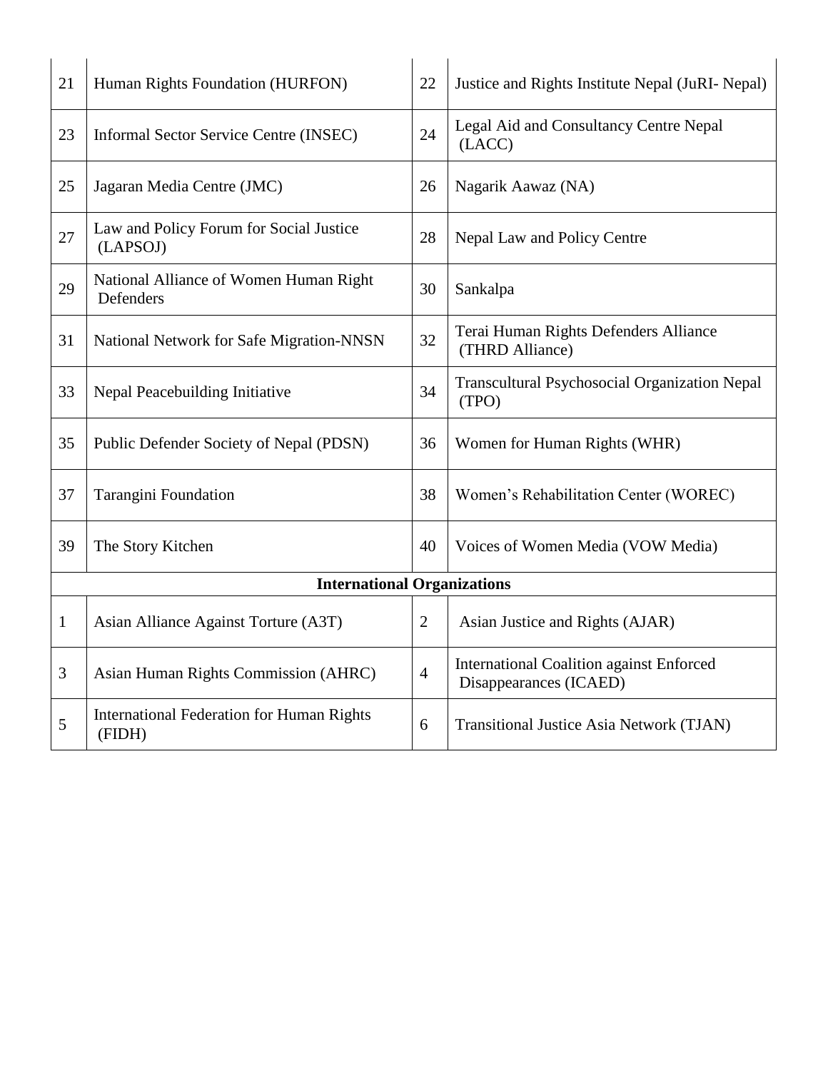| | | | |
|---|---|---|---|
| 21 | Human Rights Foundation (HURFON) | 22 | Justice and Rights Institute Nepal (JuRI- Nepal) |
| 23 | Informal Sector Service Centre (INSEC) | 24 | Legal Aid and Consultancy Centre Nepal (LACC) |
| 25 | Jagaran Media Centre (JMC) | 26 | Nagarik Aawaz (NA) |
| 27 | Law and Policy Forum for Social Justice (LAPSOJ) | 28 | Nepal Law and Policy Centre |
| 29 | National Alliance of Women Human Right Defenders | 30 | Sankalpa |
| 31 | National Network for Safe Migration-NNSN | 32 | Terai Human Rights Defenders Alliance (THRD Alliance) |
| 33 | Nepal Peacebuilding Initiative | 34 | Transcultural Psychosocial Organization Nepal (TPO) |
| 35 | Public Defender Society of Nepal (PDSN) | 36 | Women for Human Rights (WHR) |
| 37 | Tarangini Foundation | 38 | Women's Rehabilitation Center (WOREC) |
| 39 | The Story Kitchen | 40 | Voices of Women Media (VOW Media) |
| **International Organizations** | | | |
| 1 | Asian Alliance Against Torture (A3T) | 2 | Asian Justice and Rights (AJAR) |
| 3 | Asian Human Rights Commission (AHRC) | 4 | International Coalition against Enforced Disappearances (ICAED) |
| 5 | International Federation for Human Rights (FIDH) | 6 | Transitional Justice Asia Network (TJAN) |